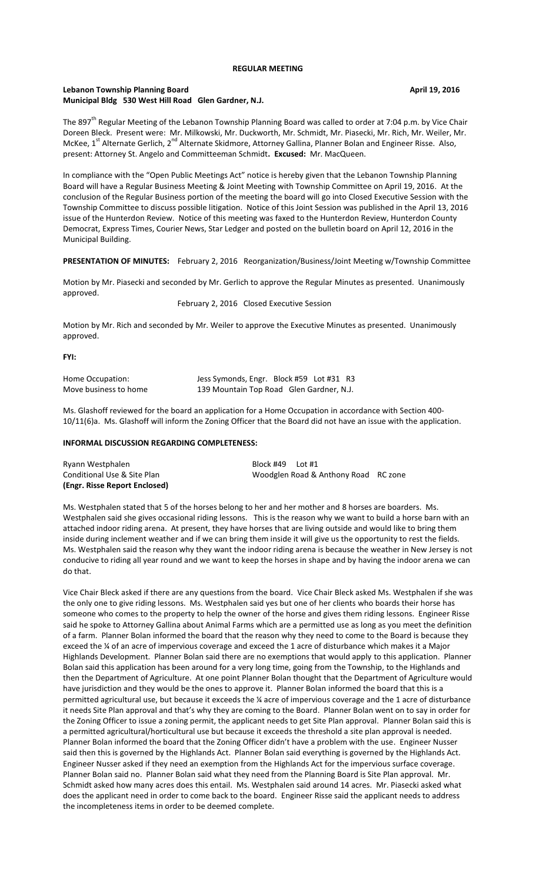**REGULAR MEETING**

**Lebanon Township Planning Board** **April 19, 2016**
**Municipal Bldg 530 West Hill Road Glen Gardner, N.J.**

The 897th Regular Meeting of the Lebanon Township Planning Board was called to order at 7:04 p.m. by Vice Chair Doreen Bleck. Present were: Mr. Milkowski, Mr. Duckworth, Mr. Schmidt, Mr. Piasecki, Mr. Rich, Mr. Weiler, Mr. McKee, 1st Alternate Gerlich, 2nd Alternate Skidmore, Attorney Gallina, Planner Bolan and Engineer Risse. Also, present: Attorney St. Angelo and Committeeman Schmidt**. Excused:** Mr. MacQueen.

In compliance with the "Open Public Meetings Act" notice is hereby given that the Lebanon Township Planning Board will have a Regular Business Meeting & Joint Meeting with Township Committee on April 19, 2016. At the conclusion of the Regular Business portion of the meeting the board will go into Closed Executive Session with the Township Committee to discuss possible litigation. Notice of this Joint Session was published in the April 13, 2016 issue of the Hunterdon Review. Notice of this meeting was faxed to the Hunterdon Review, Hunterdon County Democrat, Express Times, Courier News, Star Ledger and posted on the bulletin board on April 12, 2016 in the Municipal Building.

**PRESENTATION OF MINUTES:** February 2, 2016 Reorganization/Business/Joint Meeting w/Township Committee

Motion by Mr. Piasecki and seconded by Mr. Gerlich to approve the Regular Minutes as presented. Unanimously approved.

February 2, 2016 Closed Executive Session

Motion by Mr. Rich and seconded by Mr. Weiler to approve the Executive Minutes as presented. Unanimously approved.

**FYI:**

| | |
|---|---|
| Home Occupation: | Jess Symonds, Engr. Block #59 Lot #31 R3 |
| Move business to home | 139 Mountain Top Road Glen Gardner, N.J. |

Ms. Glashoff reviewed for the board an application for a Home Occupation in accordance with Section 400-10/11(6)a. Ms. Glashoff will inform the Zoning Officer that the Board did not have an issue with the application.

**INFORMAL DISCUSSION REGARDING COMPLETENESS:**

| | |
|---|---|
| Ryann Westphalen | Block #49 Lot #1 |
| Conditional Use & Site Plan | Woodglen Road & Anthony Road RC zone |
| **(Engr. Risse Report Enclosed)** | |

Ms. Westphalen stated that 5 of the horses belong to her and her mother and 8 horses are boarders. Ms. Westphalen said she gives occasional riding lessons. This is the reason why we want to build a horse barn with an attached indoor riding arena. At present, they have horses that are living outside and would like to bring them inside during inclement weather and if we can bring them inside it will give us the opportunity to rest the fields. Ms. Westphalen said the reason why they want the indoor riding arena is because the weather in New Jersey is not conducive to riding all year round and we want to keep the horses in shape and by having the indoor arena we can do that.

Vice Chair Bleck asked if there are any questions from the board. Vice Chair Bleck asked Ms. Westphalen if she was the only one to give riding lessons. Ms. Westphalen said yes but one of her clients who boards their horse has someone who comes to the property to help the owner of the horse and gives them riding lessons. Engineer Risse said he spoke to Attorney Gallina about Animal Farms which are a permitted use as long as you meet the definition of a farm. Planner Bolan informed the board that the reason why they need to come to the Board is because they exceed the ¼ of an acre of impervious coverage and exceed the 1 acre of disturbance which makes it a Major Highlands Development. Planner Bolan said there are no exemptions that would apply to this application. Planner Bolan said this application has been around for a very long time, going from the Township, to the Highlands and then the Department of Agriculture. At one point Planner Bolan thought that the Department of Agriculture would have jurisdiction and they would be the ones to approve it. Planner Bolan informed the board that this is a permitted agricultural use, but because it exceeds the ¼ acre of impervious coverage and the 1 acre of disturbance it needs Site Plan approval and that's why they are coming to the Board. Planner Bolan went on to say in order for the Zoning Officer to issue a zoning permit, the applicant needs to get Site Plan approval. Planner Bolan said this is a permitted agricultural/horticultural use but because it exceeds the threshold a site plan approval is needed. Planner Bolan informed the board that the Zoning Officer didn't have a problem with the use. Engineer Nusser said then this is governed by the Highlands Act. Planner Bolan said everything is governed by the Highlands Act. Engineer Nusser asked if they need an exemption from the Highlands Act for the impervious surface coverage. Planner Bolan said no. Planner Bolan said what they need from the Planning Board is Site Plan approval. Mr. Schmidt asked how many acres does this entail. Ms. Westphalen said around 14 acres. Mr. Piasecki asked what does the applicant need in order to come back to the board. Engineer Risse said the applicant needs to address the incompleteness items in order to be deemed complete.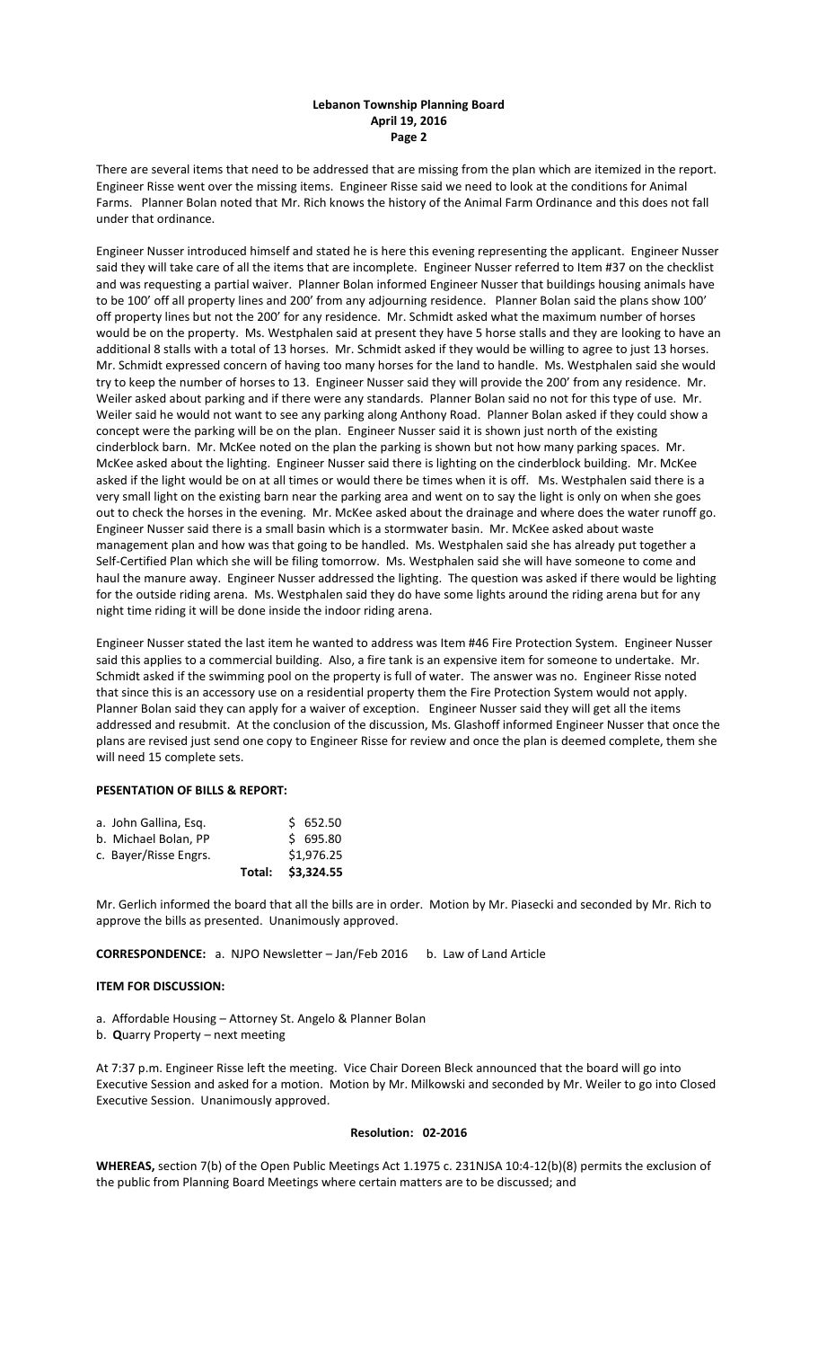There are several items that need to be addressed that are missing from the plan which are itemized in the report. Engineer Risse went over the missing items. Engineer Risse said we need to look at the conditions for Animal Farms. Planner Bolan noted that Mr. Rich knows the history of the Animal Farm Ordinance and this does not fall under that ordinance.

Engineer Nusser introduced himself and stated he is here this evening representing the applicant. Engineer Nusser said they will take care of all the items that are incomplete. Engineer Nusser referred to Item #37 on the checklist and was requesting a partial waiver. Planner Bolan informed Engineer Nusser that buildings housing animals have to be 100' off all property lines and 200' from any adjourning residence. Planner Bolan said the plans show 100' off property lines but not the 200' for any residence. Mr. Schmidt asked what the maximum number of horses would be on the property. Ms. Westphalen said at present they have 5 horse stalls and they are looking to have an additional 8 stalls with a total of 13 horses. Mr. Schmidt asked if they would be willing to agree to just 13 horses. Mr. Schmidt expressed concern of having too many horses for the land to handle. Ms. Westphalen said she would try to keep the number of horses to 13. Engineer Nusser said they will provide the 200' from any residence. Mr. Weiler asked about parking and if there were any standards. Planner Bolan said no not for this type of use. Mr. Weiler said he would not want to see any parking along Anthony Road. Planner Bolan asked if they could show a concept were the parking will be on the plan. Engineer Nusser said it is shown just north of the existing cinderblock barn. Mr. McKee noted on the plan the parking is shown but not how many parking spaces. Mr. McKee asked about the lighting. Engineer Nusser said there is lighting on the cinderblock building. Mr. McKee asked if the light would be on at all times or would there be times when it is off. Ms. Westphalen said there is a very small light on the existing barn near the parking area and went on to say the light is only on when she goes out to check the horses in the evening. Mr. McKee asked about the drainage and where does the water runoff go. Engineer Nusser said there is a small basin which is a stormwater basin. Mr. McKee asked about waste management plan and how was that going to be handled. Ms. Westphalen said she has already put together a Self-Certified Plan which she will be filing tomorrow. Ms. Westphalen said she will have someone to come and haul the manure away. Engineer Nusser addressed the lighting. The question was asked if there would be lighting for the outside riding arena. Ms. Westphalen said they do have some lights around the riding arena but for any night time riding it will be done inside the indoor riding arena.

Engineer Nusser stated the last item he wanted to address was Item #46 Fire Protection System. Engineer Nusser said this applies to a commercial building. Also, a fire tank is an expensive item for someone to undertake. Mr. Schmidt asked if the swimming pool on the property is full of water. The answer was no. Engineer Risse noted that since this is an accessory use on a residential property them the Fire Protection System would not apply. Planner Bolan said they can apply for a waiver of exception. Engineer Nusser said they will get all the items addressed and resubmit. At the conclusion of the discussion, Ms. Glashoff informed Engineer Nusser that once the plans are revised just send one copy to Engineer Risse for review and once the plan is deemed complete, them she will need 15 complete sets.

**PESENTATION OF BILLS & REPORT:**

| | | |
|---|---|---|
| a. John Gallina, Esq. | | $ 652.50 |
| b. Michael Bolan, PP | | $ 695.80 |
| c. Bayer/Risse Engrs. | | $1,976.25 |
| | **Total:** | **$3,324.55** |

Mr. Gerlich informed the board that all the bills are in order. Motion by Mr. Piasecki and seconded by Mr. Rich to approve the bills as presented. Unanimously approved.

**CORRESPONDENCE:** a. NJPO Newsletter – Jan/Feb 2016 b. Law of Land Article

**ITEM FOR DISCUSSION:**

a. Affordable Housing – Attorney St. Angelo & Planner Bolan
b. **Q**uarry Property – next meeting

At 7:37 p.m. Engineer Risse left the meeting. Vice Chair Doreen Bleck announced that the board will go into Executive Session and asked for a motion. Motion by Mr. Milkowski and seconded by Mr. Weiler to go into Closed Executive Session. Unanimously approved.

**Resolution: 02-2016**

**WHEREAS,** section 7(b) of the Open Public Meetings Act 1.1975 c. 231NJSA 10:4-12(b)(8) permits the exclusion of the public from Planning Board Meetings where certain matters are to be discussed; and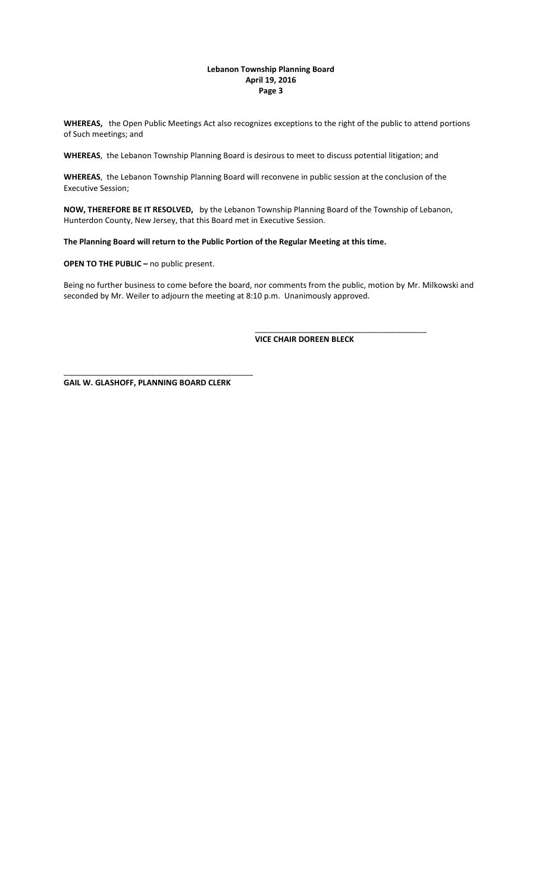**WHEREAS,** the Open Public Meetings Act also recognizes exceptions to the right of the public to attend portions of Such meetings; and

**WHEREAS**, the Lebanon Township Planning Board is desirous to meet to discuss potential litigation; and

**WHEREAS**, the Lebanon Township Planning Board will reconvene in public session at the conclusion of the Executive Session;

**NOW, THEREFORE BE IT RESOLVED,** by the Lebanon Township Planning Board of the Township of Lebanon, Hunterdon County, New Jersey, that this Board met in Executive Session.

**The Planning Board will return to the Public Portion of the Regular Meeting at this time.**

**OPEN TO THE PUBLIC –** no public present.

Being no further business to come before the board, nor comments from the public, motion by Mr. Milkowski and seconded by Mr. Weiler to adjourn the meeting at 8:10 p.m. Unanimously approved.

\_\_\_\_\_\_\_\_\_\_\_\_\_\_\_\_\_\_\_\_\_\_\_\_\_\_\_\_\_\_\_\_\_\_\_\_\_\_\_\_
**VICE CHAIR DOREEN BLECK**

\_\_\_\_\_\_\_\_\_\_\_\_\_\_\_\_\_\_\_\_\_\_\_\_\_\_\_\_\_\_\_\_\_\_\_\_\_\_\_\_\_\_\_\_
**GAIL W. GLASHOFF, PLANNING BOARD CLERK**